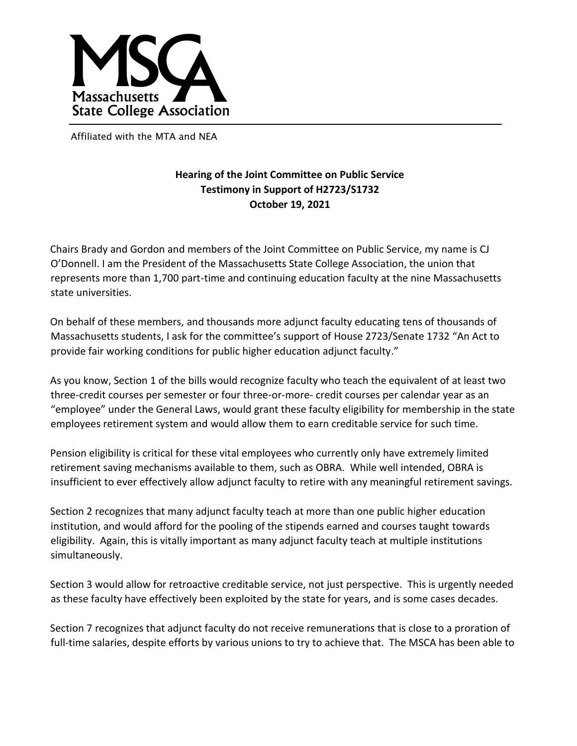**MSCA**
**Massachusetts State College Association**

Affiliated with the MTA and NEA

**Hearing of the Joint Committee on Public Service**
**Testimony in Support of H2723/S1732**
**October 19, 2021**

Chairs Brady and Gordon and members of the Joint Committee on Public Service, my name is CJ O'Donnell. I am the President of the Massachusetts State College Association, the union that represents more than 1,700 part-time and continuing education faculty at the nine Massachusetts state universities.

On behalf of these members, and thousands more adjunct faculty educating tens of thousands of Massachusetts students, I ask for the committee's support of House 2723/Senate 1732 "An Act to provide fair working conditions for public higher education adjunct faculty."

As you know, Section 1 of the bills would recognize faculty who teach the equivalent of at least two three-credit courses per semester or four three-or-more- credit courses per calendar year as an "employee" under the General Laws, would grant these faculty eligibility for membership in the state employees retirement system and would allow them to earn creditable service for such time.

Pension eligibility is critical for these vital employees who currently only have extremely limited retirement saving mechanisms available to them, such as OBRA. While well intended, OBRA is insufficient to ever effectively allow adjunct faculty to retire with any meaningful retirement savings.

Section 2 recognizes that many adjunct faculty teach at more than one public higher education institution, and would afford for the pooling of the stipends earned and courses taught towards eligibility. Again, this is vitally important as many adjunct faculty teach at multiple institutions simultaneously.

Section 3 would allow for retroactive creditable service, not just perspective. This is urgently needed as these faculty have effectively been exploited by the state for years, and is some cases decades.

Section 7 recognizes that adjunct faculty do not receive remunerations that is close to a proration of full-time salaries, despite efforts by various unions to try to achieve that. The MSCA has been able to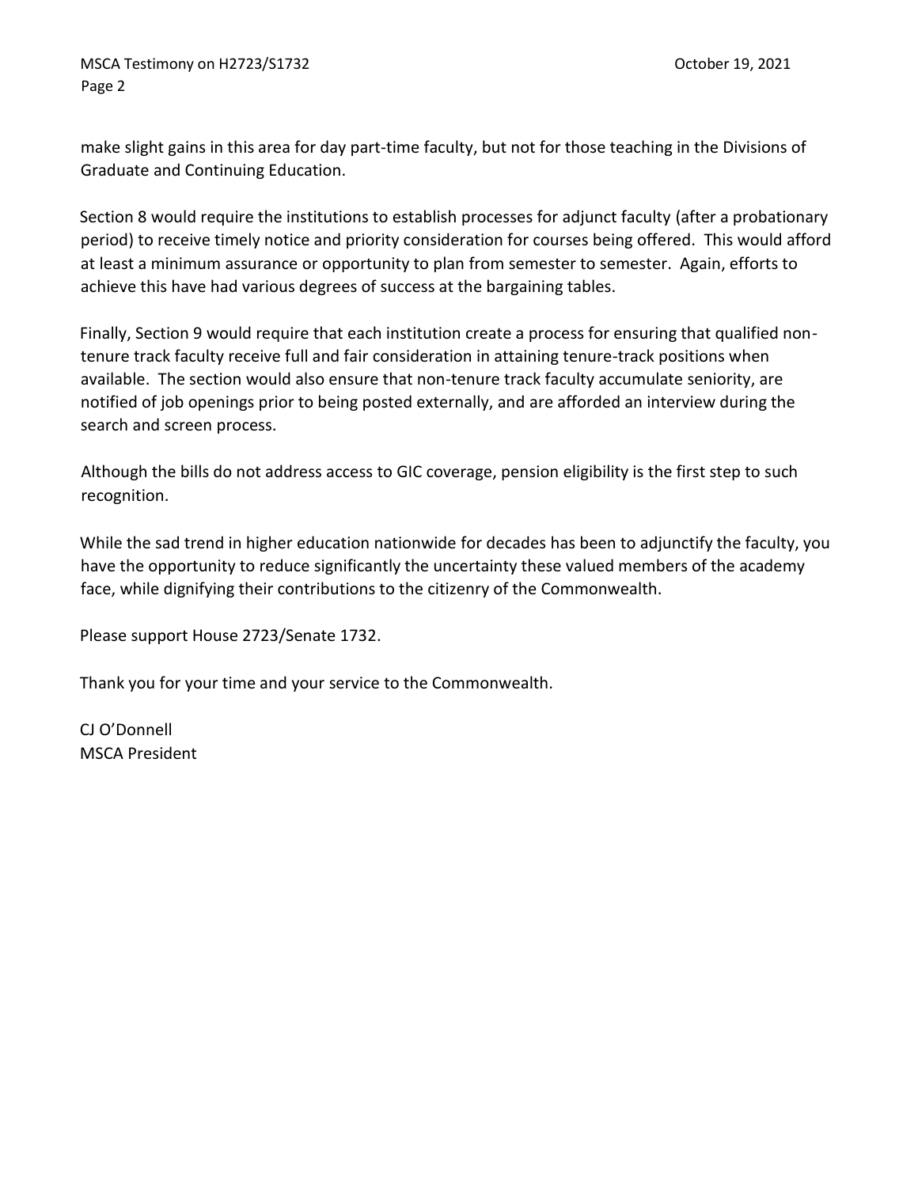make slight gains in this area for day part-time faculty, but not for those teaching in the Divisions of Graduate and Continuing Education.

Section 8 would require the institutions to establish processes for adjunct faculty (after a probationary period) to receive timely notice and priority consideration for courses being offered. This would afford at least a minimum assurance or opportunity to plan from semester to semester. Again, efforts to achieve this have had various degrees of success at the bargaining tables.

Finally, Section 9 would require that each institution create a process for ensuring that qualified non-tenure track faculty receive full and fair consideration in attaining tenure-track positions when available. The section would also ensure that non-tenure track faculty accumulate seniority, are notified of job openings prior to being posted externally, and are afforded an interview during the search and screen process.

Although the bills do not address access to GIC coverage, pension eligibility is the first step to such recognition.

While the sad trend in higher education nationwide for decades has been to adjunctify the faculty, you have the opportunity to reduce significantly the uncertainty these valued members of the academy face, while dignifying their contributions to the citizenry of the Commonwealth.

Please support House 2723/Senate 1732.

Thank you for your time and your service to the Commonwealth.

CJ O'Donnell
MSCA President